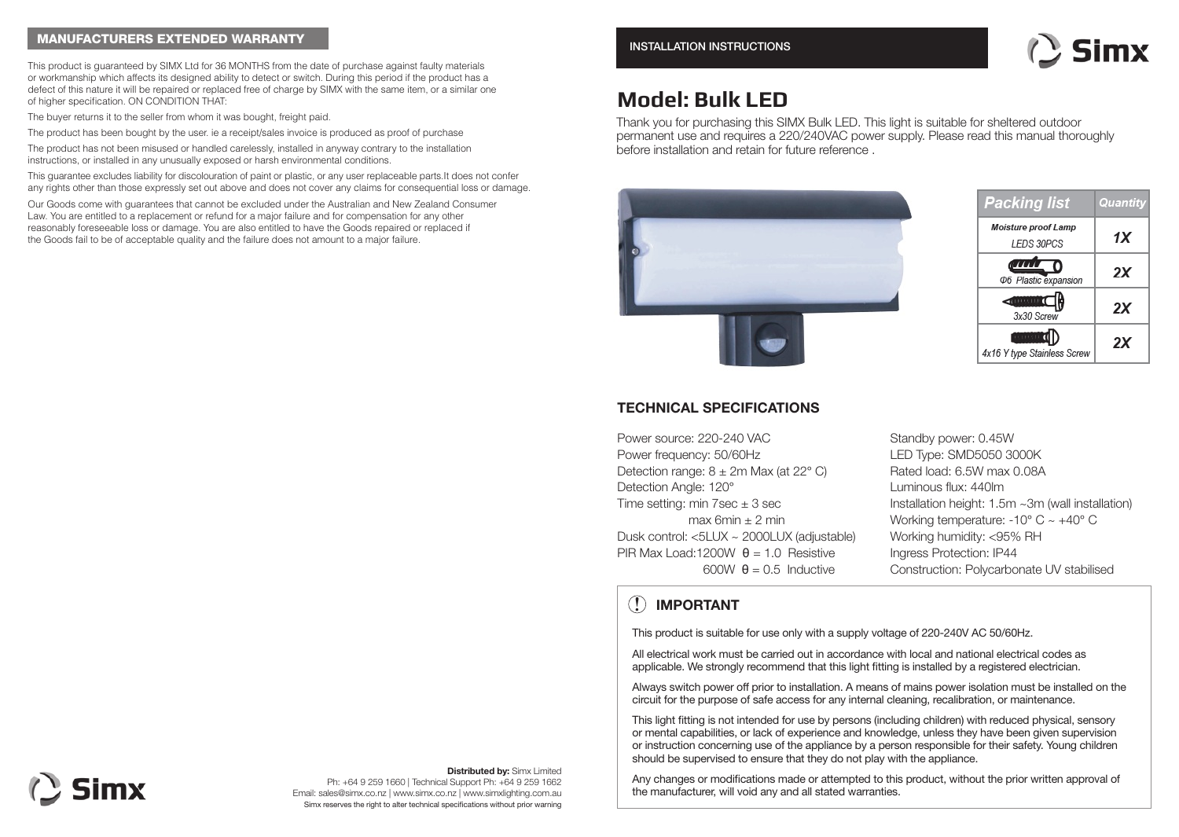## MANUFACTURERS EXTENDED WARRANTY

This product is guaranteed by SIMX Ltd for 36 MONTHS from the date of purchase against faulty materials or workmanship which affects its designed ability to detect or switch. During this period if the product has a defect of this nature it will be repaired or replaced free of charge by SIMX with the same item, or a similar one of higher specification. ON CONDITION THAT:

The buyer returns it to the seller from whom it was bought, freight paid.

The product has been bought by the user. ie a receipt/sales invoice is produced as proof of purchase

The product has not been misused or handled carelessly, installed in anyway contrary to the installation instructions, or installed in any unusually exposed or harsh environmental conditions.

This guarantee excludes liability for discolouration of paint or plastic, or any user replaceable parts.It does not confer any rights other than those expressly set out above and does not cover any claims for consequential loss or damage.

Our Goods come with guarantees that cannot be excluded under the Australian and New Zealand Consumer Law. You are entitled to a replacement or refund for a major failure and for compensation for any other reasonably foreseeable loss or damage. You are also entitled to have the Goods repaired or replaced if the Goods fail to be of acceptable quality and the failure does not amount to a major failure.

Simx

**Distributed by:** Simx Limited
Ph: +64 9 259 1660 | Technical Support Ph: +64 9 259 1662
Email: sales@simx.co.nz | www.simx.co.nz | www.simxlighting.com.au
Simx reserves the right to alter technical specifications without prior warning

INSTALLATION INSTRUCTIONS

Simx

# Model: Bulk LED

Thank you for purchasing this SIMX Bulk LED. This light is suitable for sheltered outdoor permanent use and requires a 220/240VAC power supply. Please read this manual thoroughly before installation and retain for future reference .

| Packing list | Quantity |
| --- | --- |
| *Moisture proof Lamp* *LEDS 30PCS* | *1X* |
| *Φ6 Plastic expansion* | *2X* |
| *3x30 Screw* | *2X* |
| *4x16 Y type Stainless Screw* | *2X* |

## TECHNICAL SPECIFICATIONS

Power source: 220-240 VAC
Power frequency: 50/60Hz
Detection range: 8 ± 2m Max (at 22° C)
Detection Angle: 120°
Time setting: min 7sec ± 3 sec
max 6min ± 2 min
Dusk control: <5LUX ~ 2000LUX (adjustable)
PIR Max Load:1200W θ = 1.0 Resistive
600W θ = 0.5 Inductive

Standby power: 0.45W
LED Type: SMD5050 3000K
Rated load: 6.5W max 0.08A
Luminous flux: 440lm
Installation height: 1.5m ~3m (wall installation)
Working temperature: -10° C ~ +40° C
Working humidity: <95% RH
Ingress Protection: IP44
Construction: Polycarbonate UV stabilised

### IMPORTANT

This product is suitable for use only with a supply voltage of 220-240V AC 50/60Hz.

All electrical work must be carried out in accordance with local and national electrical codes as applicable. We strongly recommend that this light fitting is installed by a registered electrician.

Always switch power off prior to installation. A means of mains power isolation must be installed on the circuit for the purpose of safe access for any internal cleaning, recalibration, or maintenance.

This light fitting is not intended for use by persons (including children) with reduced physical, sensory or mental capabilities, or lack of experience and knowledge, unless they have been given supervision or instruction concerning use of the appliance by a person responsible for their safety. Young children should be supervised to ensure that they do not play with the appliance.

Any changes or modifications made or attempted to this product, without the prior written approval of the manufacturer, will void any and all stated warranties.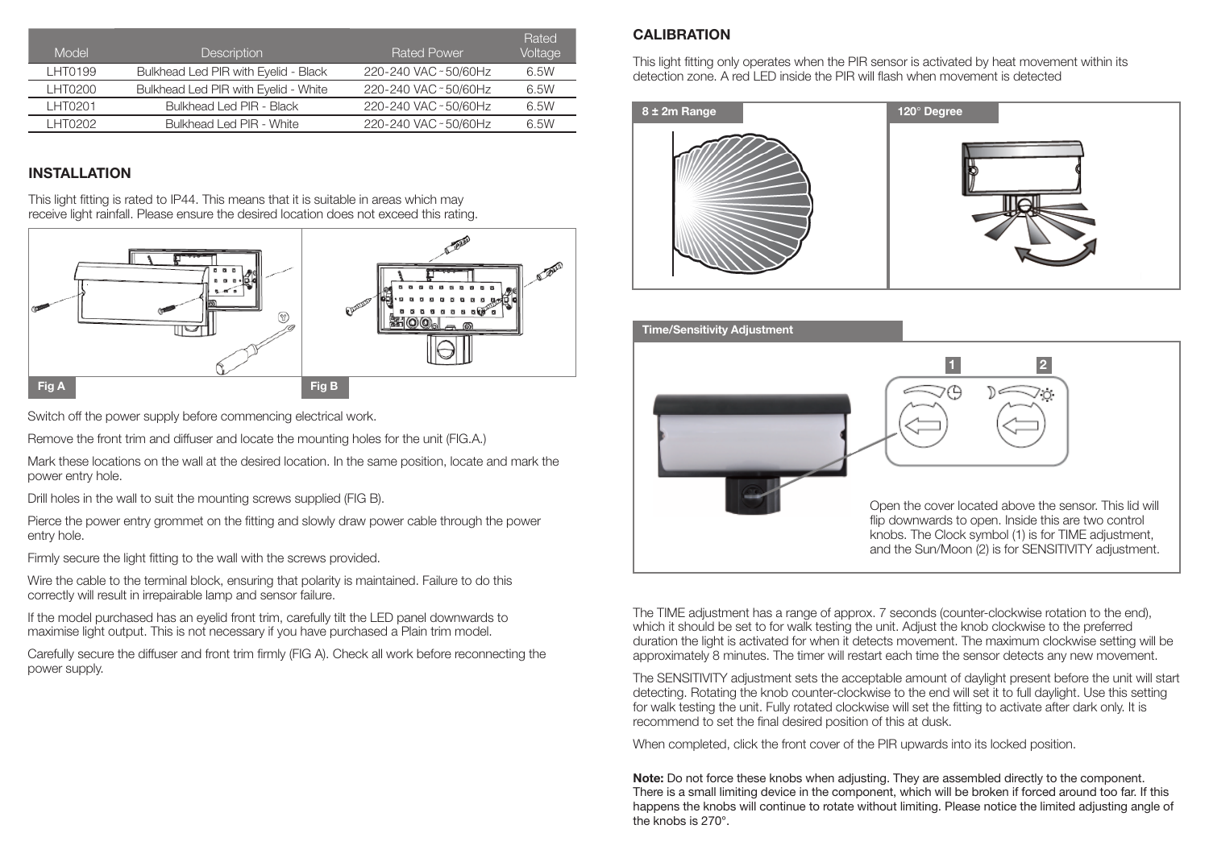| Model | Description | Rated Power | Rated Voltage |
|---|---|---|---|
| LHT0199 | Bulkhead Led PIR with Eyelid - Black | 220-240 VAC ~ 50/60Hz | 6.5W |
| LHT0200 | Bulkhead Led PIR with Eyelid - White | 220-240 VAC ~ 50/60Hz | 6.5W |
| LHT0201 | Bulkhead Led PIR - Black | 220-240 VAC ~ 50/60Hz | 6.5W |
| LHT0202 | Bulkhead Led PIR - White | 220-240 VAC ~ 50/60Hz | 6.5W |

## INSTALLATION

This light fitting is rated to IP44. This means that it is suitable in areas which may receive light rainfall. Please ensure the desired location does not exceed this rating.

Fig A

Fig B

Switch off the power supply before commencing electrical work.

Remove the front trim and diffuser and locate the mounting holes for the unit (FIG.A.)

Mark these locations on the wall at the desired location. In the same position, locate and mark the power entry hole.

Drill holes in the wall to suit the mounting screws supplied (FIG B).

Pierce the power entry grommet on the fitting and slowly draw power cable through the power entry hole.

Firmly secure the light fitting to the wall with the screws provided.

Wire the cable to the terminal block, ensuring that polarity is maintained. Failure to do this correctly will result in irrepairable lamp and sensor failure.

If the model purchased has an eyelid front trim, carefully tilt the LED panel downwards to maximise light output. This is not necessary if you have purchased a Plain trim model.

Carefully secure the diffuser and front trim firmly (FIG A). Check all work before reconnecting the power supply.

## CALIBRATION

This light fitting only operates when the PIR sensor is activated by heat movement within its detection zone. A red LED inside the PIR will flash when movement is detected

8 ± 2m Range

120° Degree

Time/Sensitivity Adjustment

1

2

Open the cover located above the sensor. This lid will flip downwards to open. Inside this are two control knobs. The Clock symbol (1) is for TIME adjustment, and the Sun/Moon (2) is for SENSITIVITY adjustment.

The TIME adjustment has a range of approx. 7 seconds (counter-clockwise rotation to the end), which it should be set to for walk testing the unit. Adjust the knob clockwise to the preferred duration the light is activated for when it detects movement. The maximum clockwise setting will be approximately 8 minutes. The timer will restart each time the sensor detects any new movement.

The SENSITIVITY adjustment sets the acceptable amount of daylight present before the unit will start detecting. Rotating the knob counter-clockwise to the end will set it to full daylight. Use this setting for walk testing the unit. Fully rotated clockwise will set the fitting to activate after dark only. It is recommend to set the final desired position of this at dusk.

When completed, click the front cover of the PIR upwards into its locked position.

**Note:** Do not force these knobs when adjusting. They are assembled directly to the component. There is a small limiting device in the component, which will be broken if forced around too far. If this happens the knobs will continue to rotate without limiting. Please notice the limited adjusting angle of the knobs is 270°.